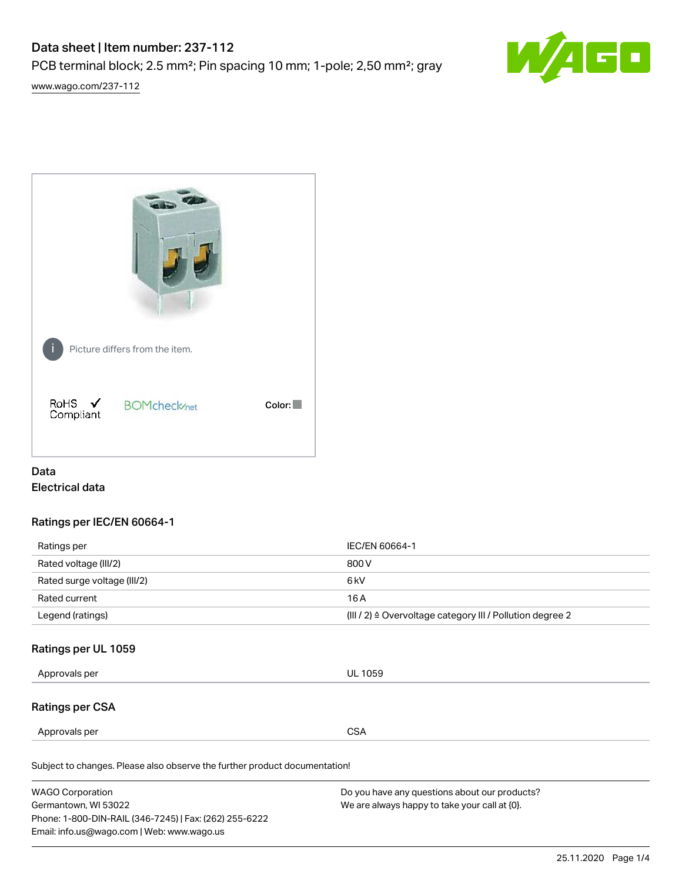# Data sheet | Item number: 237-112

PCB terminal block; 2.5 mm²; Pin spacing 10 mm; 1-pole; 2,50 mm²; gray

www.wago.com/237-112

Picture differs from the item.

RoHS ✓ Compliant

BOMcheck.net

Color:

## Data

### Electrical data

#### Ratings per IEC/EN 60664-1

| Ratings per | IEC/EN 60664-1 |
| --- | --- |
| Rated voltage (III/2) | 800 V |
| Rated surge voltage (III/2) | 6 kV |
| Rated current | 16 A |
| Legend (ratings) | (III / 2) ≙ Overvoltage category III / Pollution degree 2 |

#### Ratings per UL 1059

| Approvals per | UL 1059 |
| --- | --- |

#### Ratings per CSA

| Approvals per | CSA |
| --- | --- |

Subject to changes. Please also observe the further product documentation!

WAGO Corporation
Germantown, WI 53022
Phone: 1-800-DIN-RAIL (346-7245) | Fax: (262) 255-6222
Email: info.us@wago.com | Web: www.wago.us

Do you have any questions about our products?
We are always happy to take your call at {0}.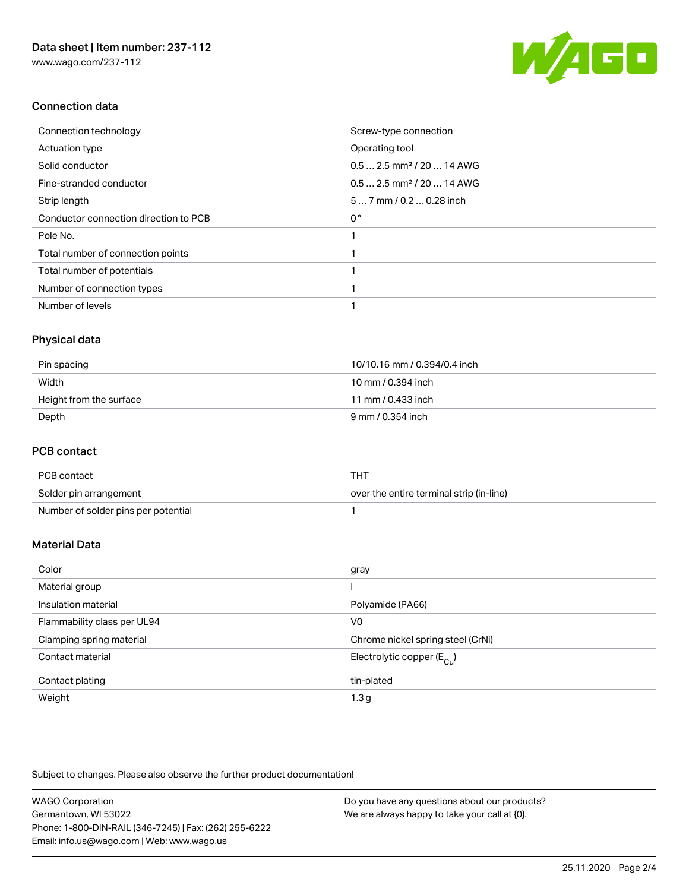## Connection data

| | |
|---|---|
| Connection technology | Screw-type connection |
| Actuation type | Operating tool |
| Solid conductor | 0.5 … 2.5 mm² / 20 … 14 AWG |
| Fine-stranded conductor | 0.5 … 2.5 mm² / 20 … 14 AWG |
| Strip length | 5 … 7 mm / 0.2 … 0.28 inch |
| Conductor connection direction to PCB | 0 ° |
| Pole No. | 1 |
| Total number of connection points | 1 |
| Total number of potentials | 1 |
| Number of connection types | 1 |
| Number of levels | 1 |

## Physical data

| | |
|---|---|
| Pin spacing | 10/10.16 mm / 0.394/0.4 inch |
| Width | 10 mm / 0.394 inch |
| Height from the surface | 11 mm / 0.433 inch |
| Depth | 9 mm / 0.354 inch |

## PCB contact

| | |
|---|---|
| PCB contact | THT |
| Solder pin arrangement | over the entire terminal strip (in-line) |
| Number of solder pins per potential | 1 |

## Material Data

| | |
|---|---|
| Color | gray |
| Material group | I |
| Insulation material | Polyamide (PA66) |
| Flammability class per UL94 | V0 |
| Clamping spring material | Chrome nickel spring steel (CrNi) |
| Contact material | Electrolytic copper ($E_{Cu}$) |
| Contact plating | tin-plated |
| Weight | 1.3 g |

Subject to changes. Please also observe the further product documentation!

WAGO Corporation
Germantown, WI 53022
Phone: 1-800-DIN-RAIL (346-7245) | Fax: (262) 255-6222
Email: info.us@wago.com | Web: www.wago.us

Do you have any questions about our products?
We are always happy to take your call at {0}.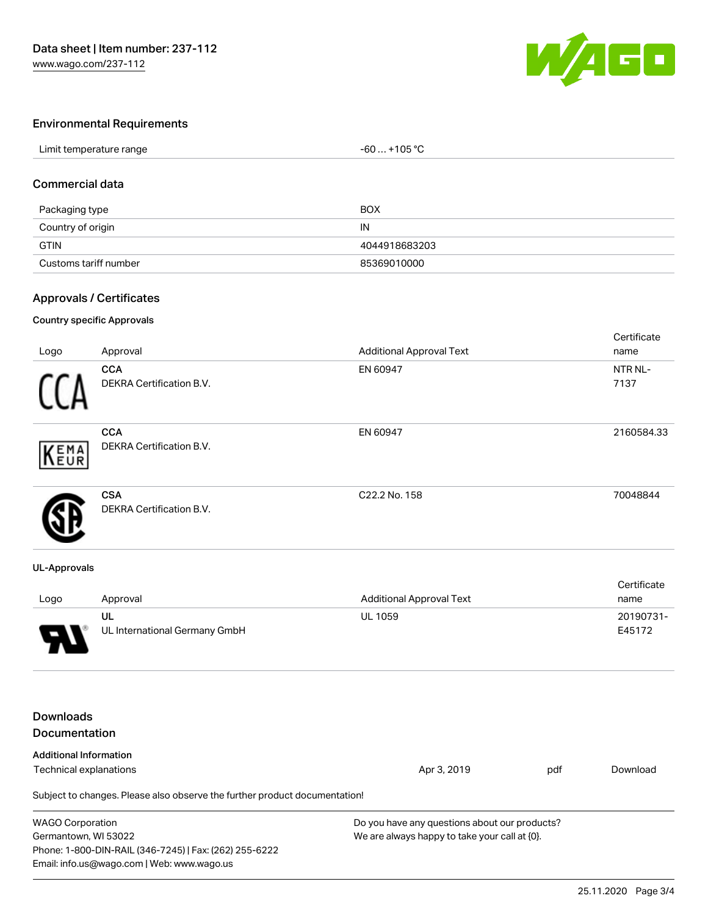## Environmental Requirements

| Limit temperature range | -60 … +105 °C |
| --- | --- |

## Commercial data

| Packaging type | BOX |
| --- | --- |
| Country of origin | IN |
| GTIN | 4044918683203 |
| Customs tariff number | 85369010000 |

## Approvals / Certificates

### Country specific Approvals

| Logo | Approval | Additional Approval Text | Certificate name |
| --- | --- | --- | --- |
| | **CCA**<br>DEKRA Certification B.V. | EN 60947 | NTR NL-7137 |
| | **CCA**<br>DEKRA Certification B.V. | EN 60947 | 2160584.33 |
| | **CSA**<br>DEKRA Certification B.V. | C22.2 No. 158 | 70048844 |

### UL-Approvals

| Logo | Approval | Additional Approval Text | Certificate name |
| --- | --- | --- | --- |
| | **UL**<br>UL International Germany GmbH | UL 1059 | 20190731-E45172 |

## Downloads
## Documentation

### Additional Information

| Technical explanations | Apr 3, 2019 | pdf | Download |
| --- | --- | --- | --- |

Subject to changes. Please also observe the further product documentation!

WAGO Corporation
Germantown, WI 53022
Phone: 1-800-DIN-RAIL (346-7245) | Fax: (262) 255-6222
Email: info.us@wago.com | Web: www.wago.us

Do you have any questions about our products?
We are always happy to take your call at {0}.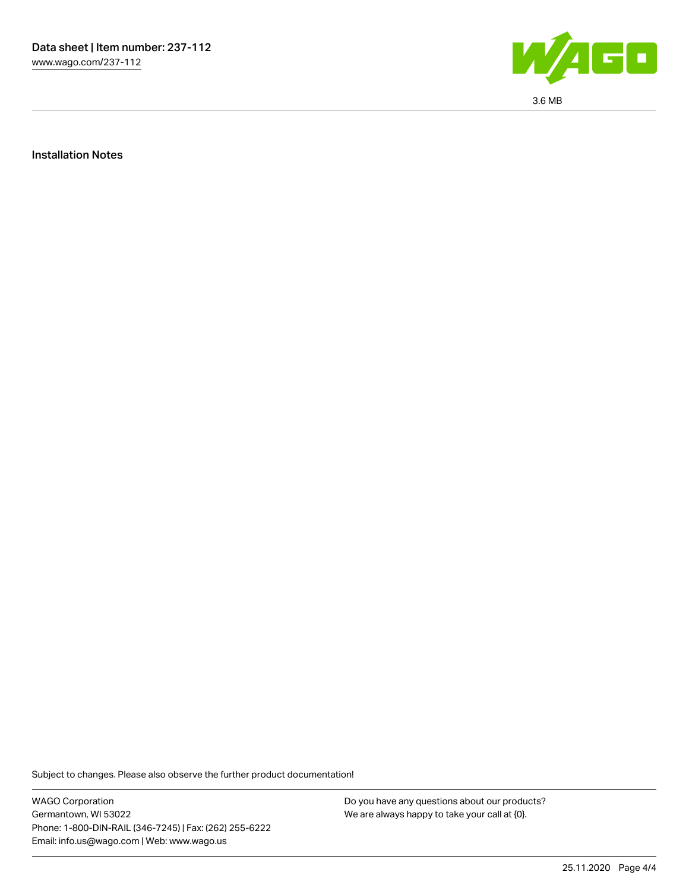## Installation Notes

Subject to changes. Please also observe the further product documentation!

3.6 MB